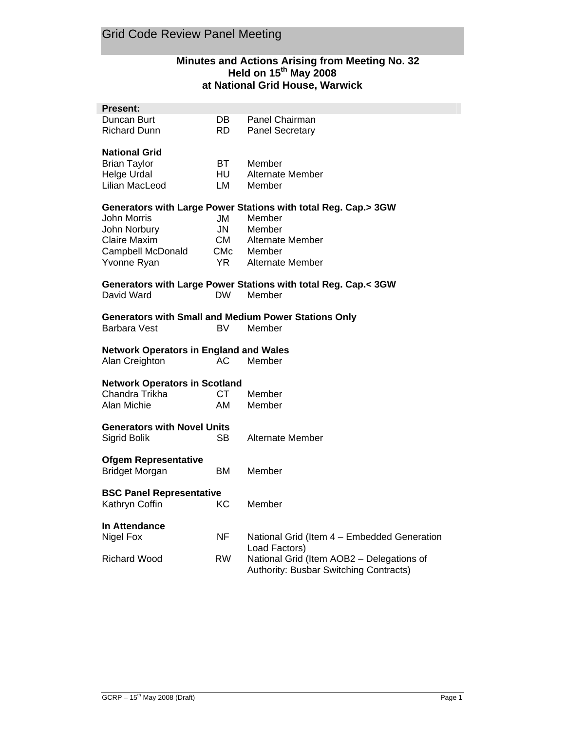# Grid Code Review Panel Meeting

## Minutes and Actions Arising from Meeting No. 32
## Held on 15th May 2008
## at National Grid House, Warwick

| **Present:** | | |
|---|---|---|
| Duncan Burt | DB | Panel Chairman |
| Richard Dunn | RD | Panel Secretary |
| | | |
| **National Grid** | | |
| Brian Taylor | BT | Member |
| Helge Urdal | HU | Alternate Member |
| Lilian MacLeod | LM | Member |
| | | |
| **Generators with Large Power Stations with total Reg. Cap.> 3GW** | | |
| John Morris | JM | Member |
| John Norbury | JN | Member |
| Claire Maxim | CM | Alternate Member |
| Campbell McDonald | CMc | Member |
| Yvonne Ryan | YR | Alternate Member |
| | | |
| **Generators with Large Power Stations with total Reg. Cap.< 3GW** | | |
| David Ward | DW | Member |
| | | |
| **Generators with Small and Medium Power Stations Only** | | |
| Barbara Vest | BV | Member |
| | | |
| **Network Operators in England and Wales** | | |
| Alan Creighton | AC | Member |
| | | |
| **Network Operators in Scotland** | | |
| Chandra Trikha | CT | Member |
| Alan Michie | AM | Member |
| | | |
| **Generators with Novel Units** | | |
| Sigrid Bolik | SB | Alternate Member |
| | | |
| **Ofgem Representative** | | |
| Bridget Morgan | BM | Member |
| | | |
| **BSC Panel Representative** | | |
| Kathryn Coffin | KC | Member |
| | | |
| **In Attendance** | | |
| Nigel Fox | NF | National Grid (Item 4 – Embedded Generation Load Factors) |
| Richard Wood | RW | National Grid (Item AOB2 – Delegations of Authority: Busbar Switching Contracts) |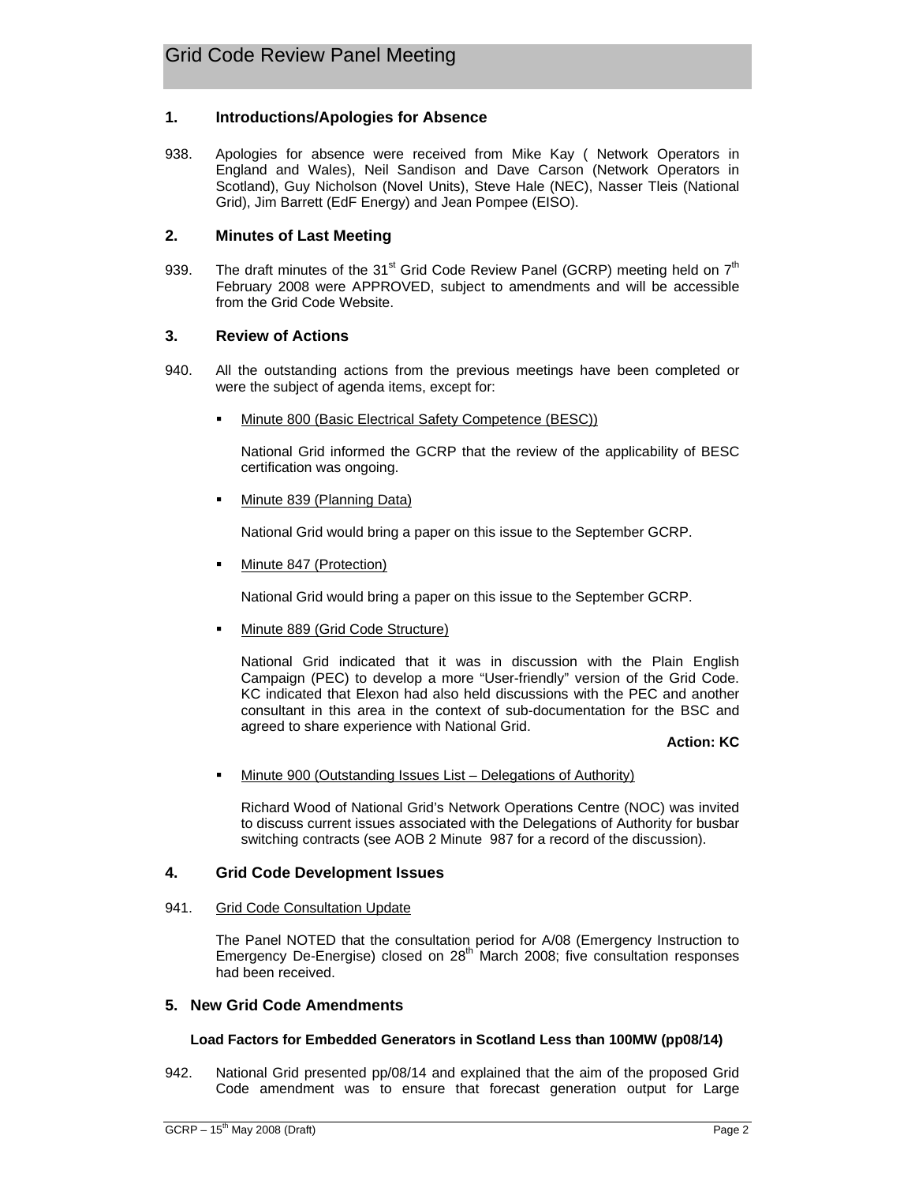## 1. Introductions/Apologies for Absence

938. Apologies for absence were received from Mike Kay ( Network Operators in England and Wales), Neil Sandison and Dave Carson (Network Operators in Scotland), Guy Nicholson (Novel Units), Steve Hale (NEC), Nasser Tleis (National Grid), Jim Barrett (EdF Energy) and Jean Pompee (EISO).

## 2. Minutes of Last Meeting

939. The draft minutes of the 31st Grid Code Review Panel (GCRP) meeting held on 7th February 2008 were APPROVED, subject to amendments and will be accessible from the Grid Code Website.

## 3. Review of Actions

940. All the outstanding actions from the previous meetings have been completed or were the subject of agenda items, except for:

- Minute 800 (Basic Electrical Safety Competence (BESC))

  National Grid informed the GCRP that the review of the applicability of BESC certification was ongoing.

- Minute 839 (Planning Data)

  National Grid would bring a paper on this issue to the September GCRP.

- Minute 847 (Protection)

  National Grid would bring a paper on this issue to the September GCRP.

- Minute 889 (Grid Code Structure)

  National Grid indicated that it was in discussion with the Plain English Campaign (PEC) to develop a more "User-friendly" version of the Grid Code. KC indicated that Elexon had also held discussions with the PEC and another consultant in this area in the context of sub-documentation for the BSC and agreed to share experience with National Grid.

  **Action: KC**

- Minute 900 (Outstanding Issues List – Delegations of Authority)

  Richard Wood of National Grid's Network Operations Centre (NOC) was invited to discuss current issues associated with the Delegations of Authority for busbar switching contracts (see AOB 2 Minute 987 for a record of the discussion).

## 4. Grid Code Development Issues

941. Grid Code Consultation Update

The Panel NOTED that the consultation period for A/08 (Emergency Instruction to Emergency De-Energise) closed on 28th March 2008; five consultation responses had been received.

## 5. New Grid Code Amendments

### Load Factors for Embedded Generators in Scotland Less than 100MW (pp08/14)

942. National Grid presented pp/08/14 and explained that the aim of the proposed Grid Code amendment was to ensure that forecast generation output for Large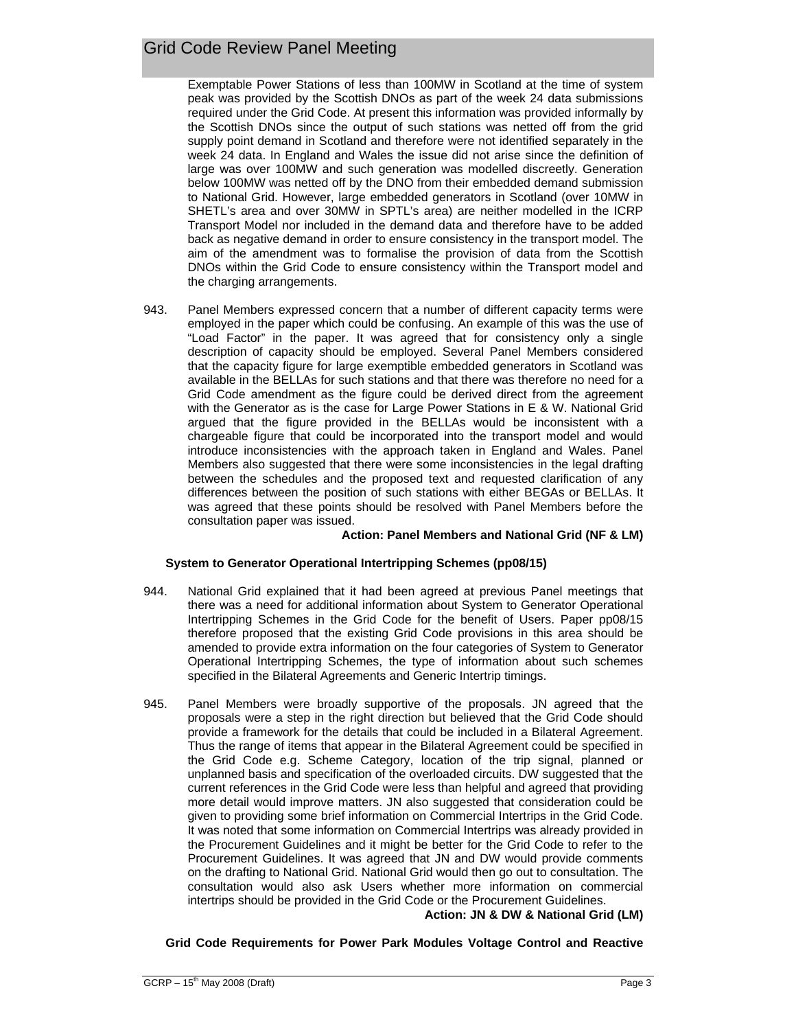Exemptable Power Stations of less than 100MW in Scotland at the time of system peak was provided by the Scottish DNOs as part of the week 24 data submissions required under the Grid Code. At present this information was provided informally by the Scottish DNOs since the output of such stations was netted off from the grid supply point demand in Scotland and therefore were not identified separately in the week 24 data. In England and Wales the issue did not arise since the definition of large was over 100MW and such generation was modelled discreetly. Generation below 100MW was netted off by the DNO from their embedded demand submission to National Grid. However, large embedded generators in Scotland (over 10MW in SHETL's area and over 30MW in SPTL's area) are neither modelled in the ICRP Transport Model nor included in the demand data and therefore have to be added back as negative demand in order to ensure consistency in the transport model. The aim of the amendment was to formalise the provision of data from the Scottish DNOs within the Grid Code to ensure consistency within the Transport model and the charging arrangements.

943. Panel Members expressed concern that a number of different capacity terms were employed in the paper which could be confusing. An example of this was the use of "Load Factor" in the paper. It was agreed that for consistency only a single description of capacity should be employed. Several Panel Members considered that the capacity figure for large exemptible embedded generators in Scotland was available in the BELLAs for such stations and that there was therefore no need for a Grid Code amendment as the figure could be derived direct from the agreement with the Generator as is the case for Large Power Stations in E & W. National Grid argued that the figure provided in the BELLAs would be inconsistent with a chargeable figure that could be incorporated into the transport model and would introduce inconsistencies with the approach taken in England and Wales. Panel Members also suggested that there were some inconsistencies in the legal drafting between the schedules and the proposed text and requested clarification of any differences between the position of such stations with either BEGAs or BELLAs. It was agreed that these points should be resolved with Panel Members before the consultation paper was issued.

**Action: Panel Members and National Grid (NF & LM)**

**System to Generator Operational Intertripping Schemes (pp08/15)**

944. National Grid explained that it had been agreed at previous Panel meetings that there was a need for additional information about System to Generator Operational Intertripping Schemes in the Grid Code for the benefit of Users. Paper pp08/15 therefore proposed that the existing Grid Code provisions in this area should be amended to provide extra information on the four categories of System to Generator Operational Intertripping Schemes, the type of information about such schemes specified in the Bilateral Agreements and Generic Intertrip timings.

945. Panel Members were broadly supportive of the proposals. JN agreed that the proposals were a step in the right direction but believed that the Grid Code should provide a framework for the details that could be included in a Bilateral Agreement. Thus the range of items that appear in the Bilateral Agreement could be specified in the Grid Code e.g. Scheme Category, location of the trip signal, planned or unplanned basis and specification of the overloaded circuits. DW suggested that the current references in the Grid Code were less than helpful and agreed that providing more detail would improve matters. JN also suggested that consideration could be given to providing some brief information on Commercial Intertrips in the Grid Code. It was noted that some information on Commercial Intertrips was already provided in the Procurement Guidelines and it might be better for the Grid Code to refer to the Procurement Guidelines. It was agreed that JN and DW would provide comments on the drafting to National Grid. National Grid would then go out to consultation. The consultation would also ask Users whether more information on commercial intertrips should be provided in the Grid Code or the Procurement Guidelines.

**Action: JN & DW & National Grid (LM)**

**Grid Code Requirements for Power Park Modules Voltage Control and Reactive**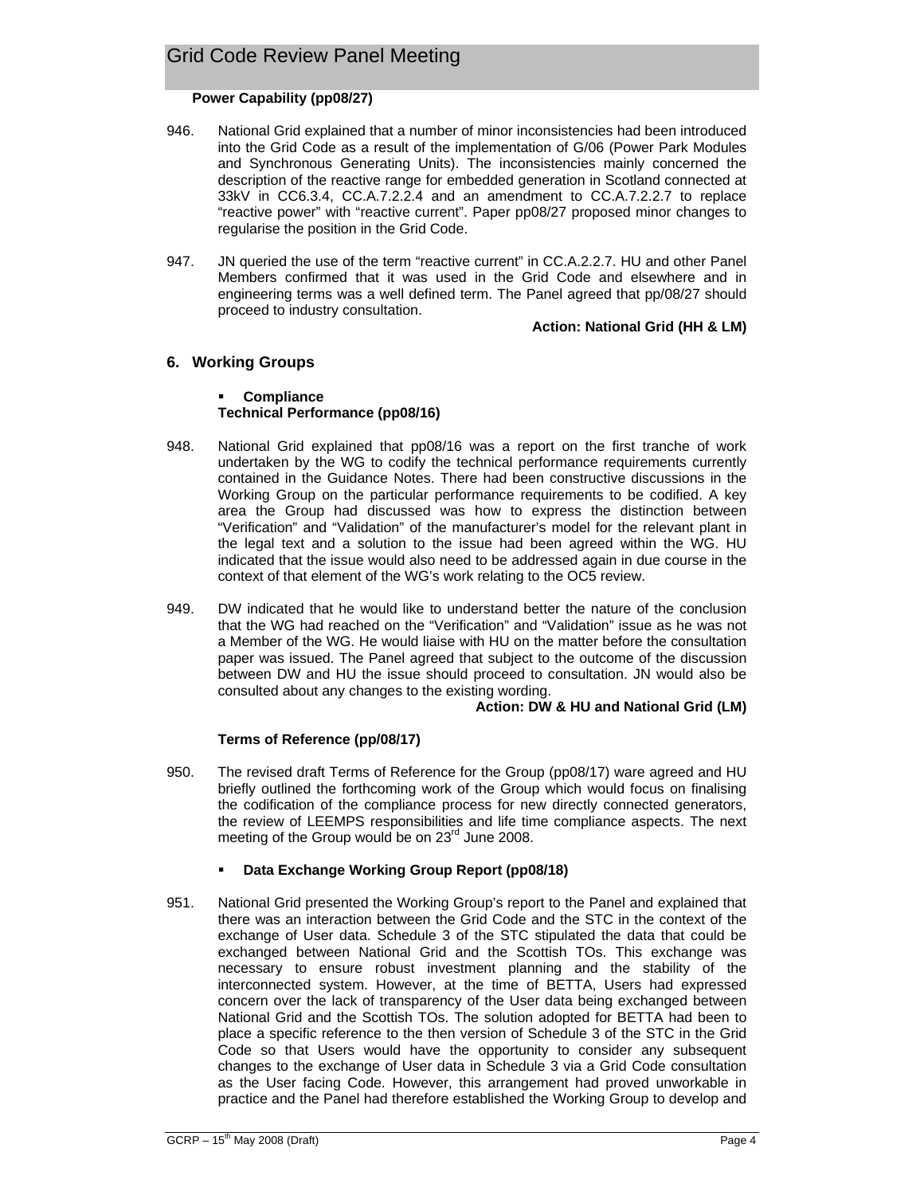**Power Capability (pp08/27)**

946. National Grid explained that a number of minor inconsistencies had been introduced into the Grid Code as a result of the implementation of G/06 (Power Park Modules and Synchronous Generating Units). The inconsistencies mainly concerned the description of the reactive range for embedded generation in Scotland connected at 33kV in CC6.3.4, CC.A.7.2.2.4 and an amendment to CC.A.7.2.2.7 to replace "reactive power" with "reactive current". Paper pp08/27 proposed minor changes to regularise the position in the Grid Code.

947. JN queried the use of the term "reactive current" in CC.A.2.2.7. HU and other Panel Members confirmed that it was used in the Grid Code and elsewhere and in engineering terms was a well defined term. The Panel agreed that pp/08/27 should proceed to industry consultation.

**Action: National Grid (HH & LM)**

## 6. Working Groups

- **Compliance**

**Technical Performance (pp08/16)**

948. National Grid explained that pp08/16 was a report on the first tranche of work undertaken by the WG to codify the technical performance requirements currently contained in the Guidance Notes. There had been constructive discussions in the Working Group on the particular performance requirements to be codified. A key area the Group had discussed was how to express the distinction between "Verification" and "Validation" of the manufacturer's model for the relevant plant in the legal text and a solution to the issue had been agreed within the WG. HU indicated that the issue would also need to be addressed again in due course in the context of that element of the WG's work relating to the OC5 review.

949. DW indicated that he would like to understand better the nature of the conclusion that the WG had reached on the "Verification" and "Validation" issue as he was not a Member of the WG. He would liaise with HU on the matter before the consultation paper was issued. The Panel agreed that subject to the outcome of the discussion between DW and HU the issue should proceed to consultation. JN would also be consulted about any changes to the existing wording.

**Action: DW & HU and National Grid (LM)**

**Terms of Reference (pp/08/17)**

950. The revised draft Terms of Reference for the Group (pp08/17) ware agreed and HU briefly outlined the forthcoming work of the Group which would focus on finalising the codification of the compliance process for new directly connected generators, the review of LEEMPS responsibilities and life time compliance aspects. The next meeting of the Group would be on 23rd June 2008.

- **Data Exchange Working Group Report (pp08/18)**

951. National Grid presented the Working Group's report to the Panel and explained that there was an interaction between the Grid Code and the STC in the context of the exchange of User data. Schedule 3 of the STC stipulated the data that could be exchanged between National Grid and the Scottish TOs. This exchange was necessary to ensure robust investment planning and the stability of the interconnected system. However, at the time of BETTA, Users had expressed concern over the lack of transparency of the User data being exchanged between National Grid and the Scottish TOs. The solution adopted for BETTA had been to place a specific reference to the then version of Schedule 3 of the STC in the Grid Code so that Users would have the opportunity to consider any subsequent changes to the exchange of User data in Schedule 3 via a Grid Code consultation as the User facing Code. However, this arrangement had proved unworkable in practice and the Panel had therefore established the Working Group to develop and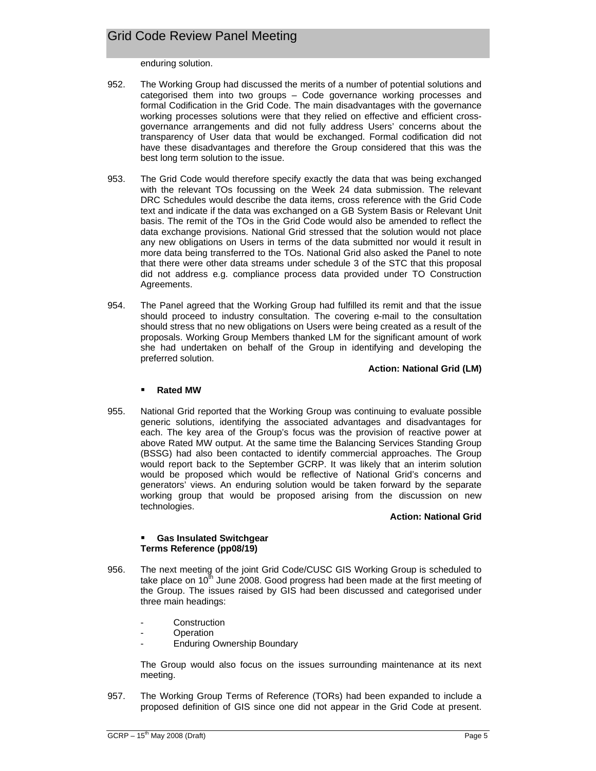enduring solution.

952. The Working Group had discussed the merits of a number of potential solutions and categorised them into two groups – Code governance working processes and formal Codification in the Grid Code. The main disadvantages with the governance working processes solutions were that they relied on effective and efficient cross-governance arrangements and did not fully address Users' concerns about the transparency of User data that would be exchanged. Formal codification did not have these disadvantages and therefore the Group considered that this was the best long term solution to the issue.

953. The Grid Code would therefore specify exactly the data that was being exchanged with the relevant TOs focussing on the Week 24 data submission. The relevant DRC Schedules would describe the data items, cross reference with the Grid Code text and indicate if the data was exchanged on a GB System Basis or Relevant Unit basis. The remit of the TOs in the Grid Code would also be amended to reflect the data exchange provisions. National Grid stressed that the solution would not place any new obligations on Users in terms of the data submitted nor would it result in more data being transferred to the TOs. National Grid also asked the Panel to note that there were other data streams under schedule 3 of the STC that this proposal did not address e.g. compliance process data provided under TO Construction Agreements.

954. The Panel agreed that the Working Group had fulfilled its remit and that the issue should proceed to industry consultation. The covering e-mail to the consultation should stress that no new obligations on Users were being created as a result of the proposals. Working Group Members thanked LM for the significant amount of work she had undertaken on behalf of the Group in identifying and developing the preferred solution.

**Action: National Grid (LM)**

- **Rated MW**

955. National Grid reported that the Working Group was continuing to evaluate possible generic solutions, identifying the associated advantages and disadvantages for each. The key area of the Group's focus was the provision of reactive power at above Rated MW output. At the same time the Balancing Services Standing Group (BSSG) had also been contacted to identify commercial approaches. The Group would report back to the September GCRP. It was likely that an interim solution would be proposed which would be reflective of National Grid's concerns and generators' views. An enduring solution would be taken forward by the separate working group that would be proposed arising from the discussion on new technologies.

**Action: National Grid**

- **Gas Insulated Switchgear**
  **Terms Reference (pp08/19)**

956. The next meeting of the joint Grid Code/CUSC GIS Working Group is scheduled to take place on 10th June 2008. Good progress had been made at the first meeting of the Group. The issues raised by GIS had been discussed and categorised under three main headings:

- Construction
- Operation
- Enduring Ownership Boundary

The Group would also focus on the issues surrounding maintenance at its next meeting.

957. The Working Group Terms of Reference (TORs) had been expanded to include a proposed definition of GIS since one did not appear in the Grid Code at present.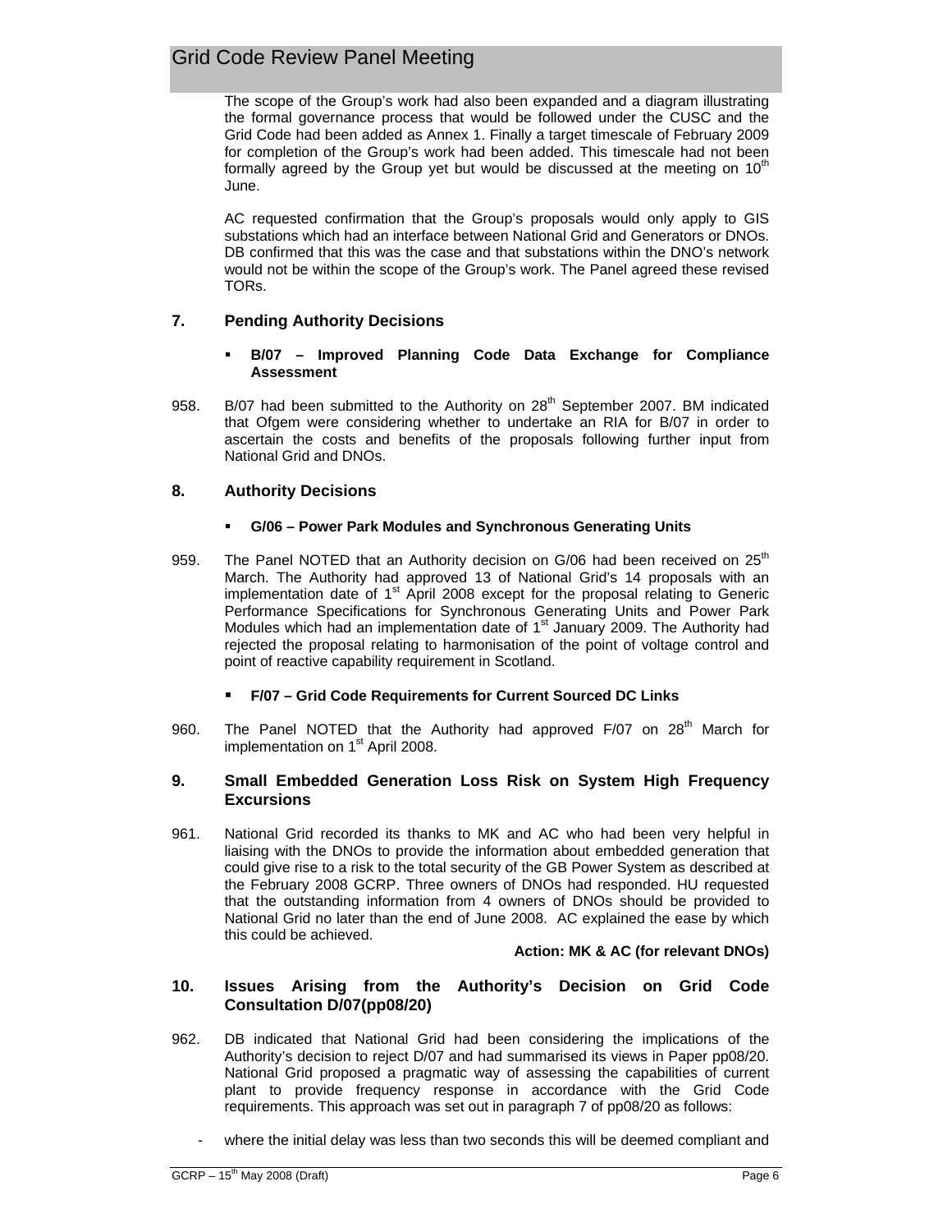The scope of the Group's work had also been expanded and a diagram illustrating the formal governance process that would be followed under the CUSC and the Grid Code had been added as Annex 1. Finally a target timescale of February 2009 for completion of the Group's work had been added. This timescale had not been formally agreed by the Group yet but would be discussed at the meeting on 10th June.

AC requested confirmation that the Group's proposals would only apply to GIS substations which had an interface between National Grid and Generators or DNOs. DB confirmed that this was the case and that substations within the DNO's network would not be within the scope of the Group's work. The Panel agreed these revised TORs.

## 7. Pending Authority Decisions

- **B/07 – Improved Planning Code Data Exchange for Compliance Assessment**

958. B/07 had been submitted to the Authority on 28th September 2007. BM indicated that Ofgem were considering whether to undertake an RIA for B/07 in order to ascertain the costs and benefits of the proposals following further input from National Grid and DNOs.

## 8. Authority Decisions

- **G/06 – Power Park Modules and Synchronous Generating Units**

959. The Panel NOTED that an Authority decision on G/06 had been received on 25th March. The Authority had approved 13 of National Grid's 14 proposals with an implementation date of 1st April 2008 except for the proposal relating to Generic Performance Specifications for Synchronous Generating Units and Power Park Modules which had an implementation date of 1st January 2009. The Authority had rejected the proposal relating to harmonisation of the point of voltage control and point of reactive capability requirement in Scotland.

- **F/07 – Grid Code Requirements for Current Sourced DC Links**

960. The Panel NOTED that the Authority had approved F/07 on 28th March for implementation on 1st April 2008.

## 9. Small Embedded Generation Loss Risk on System High Frequency Excursions

961. National Grid recorded its thanks to MK and AC who had been very helpful in liaising with the DNOs to provide the information about embedded generation that could give rise to a risk to the total security of the GB Power System as described at the February 2008 GCRP. Three owners of DNOs had responded. HU requested that the outstanding information from 4 owners of DNOs should be provided to National Grid no later than the end of June 2008. AC explained the ease by which this could be achieved.

**Action: MK & AC (for relevant DNOs)**

## 10. Issues Arising from the Authority's Decision on Grid Code Consultation D/07(pp08/20)

962. DB indicated that National Grid had been considering the implications of the Authority's decision to reject D/07 and had summarised its views in Paper pp08/20. National Grid proposed a pragmatic way of assessing the capabilities of current plant to provide frequency response in accordance with the Grid Code requirements. This approach was set out in paragraph 7 of pp08/20 as follows:

- where the initial delay was less than two seconds this will be deemed compliant and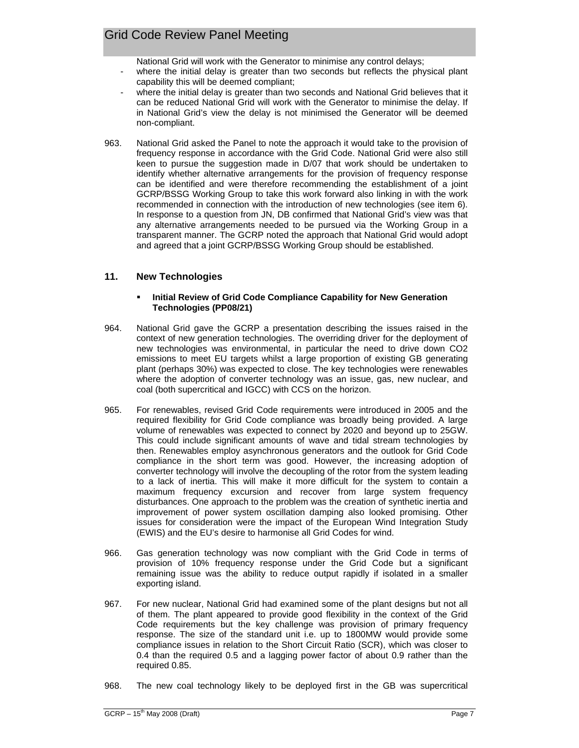National Grid will work with the Generator to minimise any control delays;

- where the initial delay is greater than two seconds but reflects the physical plant capability this will be deemed compliant;
- where the initial delay is greater than two seconds and National Grid believes that it can be reduced National Grid will work with the Generator to minimise the delay. If in National Grid's view the delay is not minimised the Generator will be deemed non-compliant.

963. National Grid asked the Panel to note the approach it would take to the provision of frequency response in accordance with the Grid Code. National Grid were also still keen to pursue the suggestion made in D/07 that work should be undertaken to identify whether alternative arrangements for the provision of frequency response can be identified and were therefore recommending the establishment of a joint GCRP/BSSG Working Group to take this work forward also linking in with the work recommended in connection with the introduction of new technologies (see item 6). In response to a question from JN, DB confirmed that National Grid's view was that any alternative arrangements needed to be pursued via the Working Group in a transparent manner. The GCRP noted the approach that National Grid would adopt and agreed that a joint GCRP/BSSG Working Group should be established.

## 11. New Technologies

- **Initial Review of Grid Code Compliance Capability for New Generation Technologies (PP08/21)**

964. National Grid gave the GCRP a presentation describing the issues raised in the context of new generation technologies. The overriding driver for the deployment of new technologies was environmental, in particular the need to drive down CO2 emissions to meet EU targets whilst a large proportion of existing GB generating plant (perhaps 30%) was expected to close. The key technologies were renewables where the adoption of converter technology was an issue, gas, new nuclear, and coal (both supercritical and IGCC) with CCS on the horizon.

965. For renewables, revised Grid Code requirements were introduced in 2005 and the required flexibility for Grid Code compliance was broadly being provided. A large volume of renewables was expected to connect by 2020 and beyond up to 25GW. This could include significant amounts of wave and tidal stream technologies by then. Renewables employ asynchronous generators and the outlook for Grid Code compliance in the short term was good. However, the increasing adoption of converter technology will involve the decoupling of the rotor from the system leading to a lack of inertia. This will make it more difficult for the system to contain a maximum frequency excursion and recover from large system frequency disturbances. One approach to the problem was the creation of synthetic inertia and improvement of power system oscillation damping also looked promising. Other issues for consideration were the impact of the European Wind Integration Study (EWIS) and the EU's desire to harmonise all Grid Codes for wind.

966. Gas generation technology was now compliant with the Grid Code in terms of provision of 10% frequency response under the Grid Code but a significant remaining issue was the ability to reduce output rapidly if isolated in a smaller exporting island.

967. For new nuclear, National Grid had examined some of the plant designs but not all of them. The plant appeared to provide good flexibility in the context of the Grid Code requirements but the key challenge was provision of primary frequency response. The size of the standard unit i.e. up to 1800MW would provide some compliance issues in relation to the Short Circuit Ratio (SCR), which was closer to 0.4 than the required 0.5 and a lagging power factor of about 0.9 rather than the required 0.85.

968. The new coal technology likely to be deployed first in the GB was supercritical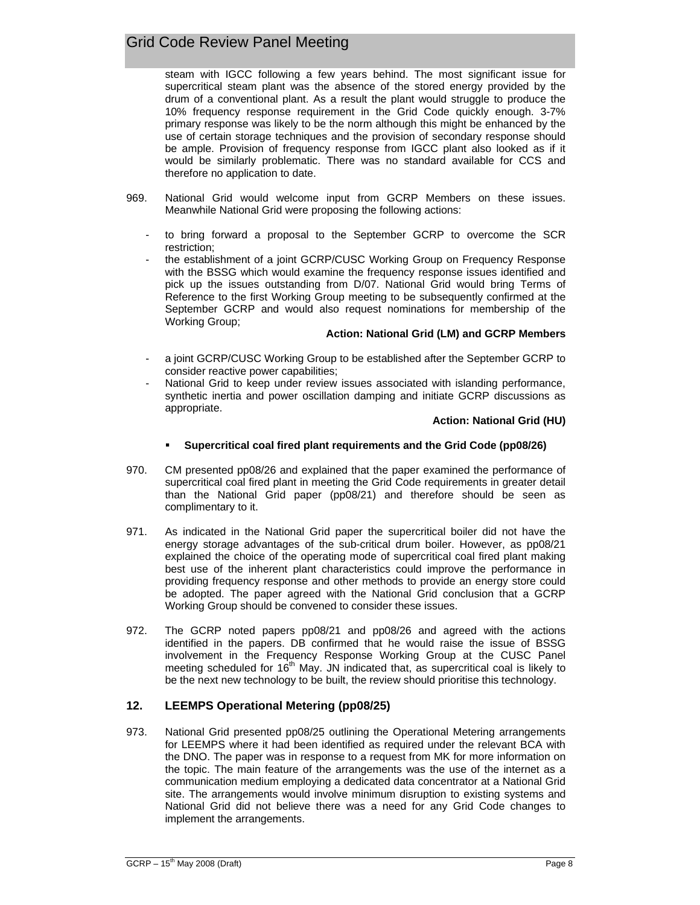steam with IGCC following a few years behind. The most significant issue for supercritical steam plant was the absence of the stored energy provided by the drum of a conventional plant. As a result the plant would struggle to produce the 10% frequency response requirement in the Grid Code quickly enough. 3-7% primary response was likely to be the norm although this might be enhanced by the use of certain storage techniques and the provision of secondary response should be ample. Provision of frequency response from IGCC plant also looked as if it would be similarly problematic. There was no standard available for CCS and therefore no application to date.

969. National Grid would welcome input from GCRP Members on these issues. Meanwhile National Grid were proposing the following actions:

- to bring forward a proposal to the September GCRP to overcome the SCR restriction;
- the establishment of a joint GCRP/CUSC Working Group on Frequency Response with the BSSG which would examine the frequency response issues identified and pick up the issues outstanding from D/07. National Grid would bring Terms of Reference to the first Working Group meeting to be subsequently confirmed at the September GCRP and would also request nominations for membership of the Working Group;

**Action: National Grid (LM) and GCRP Members**

- a joint GCRP/CUSC Working Group to be established after the September GCRP to consider reactive power capabilities;
- National Grid to keep under review issues associated with islanding performance, synthetic inertia and power oscillation damping and initiate GCRP discussions as appropriate.

**Action: National Grid (HU)**

- **Supercritical coal fired plant requirements and the Grid Code (pp08/26)**

970. CM presented pp08/26 and explained that the paper examined the performance of supercritical coal fired plant in meeting the Grid Code requirements in greater detail than the National Grid paper (pp08/21) and therefore should be seen as complimentary to it.

971. As indicated in the National Grid paper the supercritical boiler did not have the energy storage advantages of the sub-critical drum boiler. However, as pp08/21 explained the choice of the operating mode of supercritical coal fired plant making best use of the inherent plant characteristics could improve the performance in providing frequency response and other methods to provide an energy store could be adopted. The paper agreed with the National Grid conclusion that a GCRP Working Group should be convened to consider these issues.

972. The GCRP noted papers pp08/21 and pp08/26 and agreed with the actions identified in the papers. DB confirmed that he would raise the issue of BSSG involvement in the Frequency Response Working Group at the CUSC Panel meeting scheduled for 16th May. JN indicated that, as supercritical coal is likely to be the next new technology to be built, the review should prioritise this technology.

## 12. LEEMPS Operational Metering (pp08/25)

973. National Grid presented pp08/25 outlining the Operational Metering arrangements for LEEMPS where it had been identified as required under the relevant BCA with the DNO. The paper was in response to a request from MK for more information on the topic. The main feature of the arrangements was the use of the internet as a communication medium employing a dedicated data concentrator at a National Grid site. The arrangements would involve minimum disruption to existing systems and National Grid did not believe there was a need for any Grid Code changes to implement the arrangements.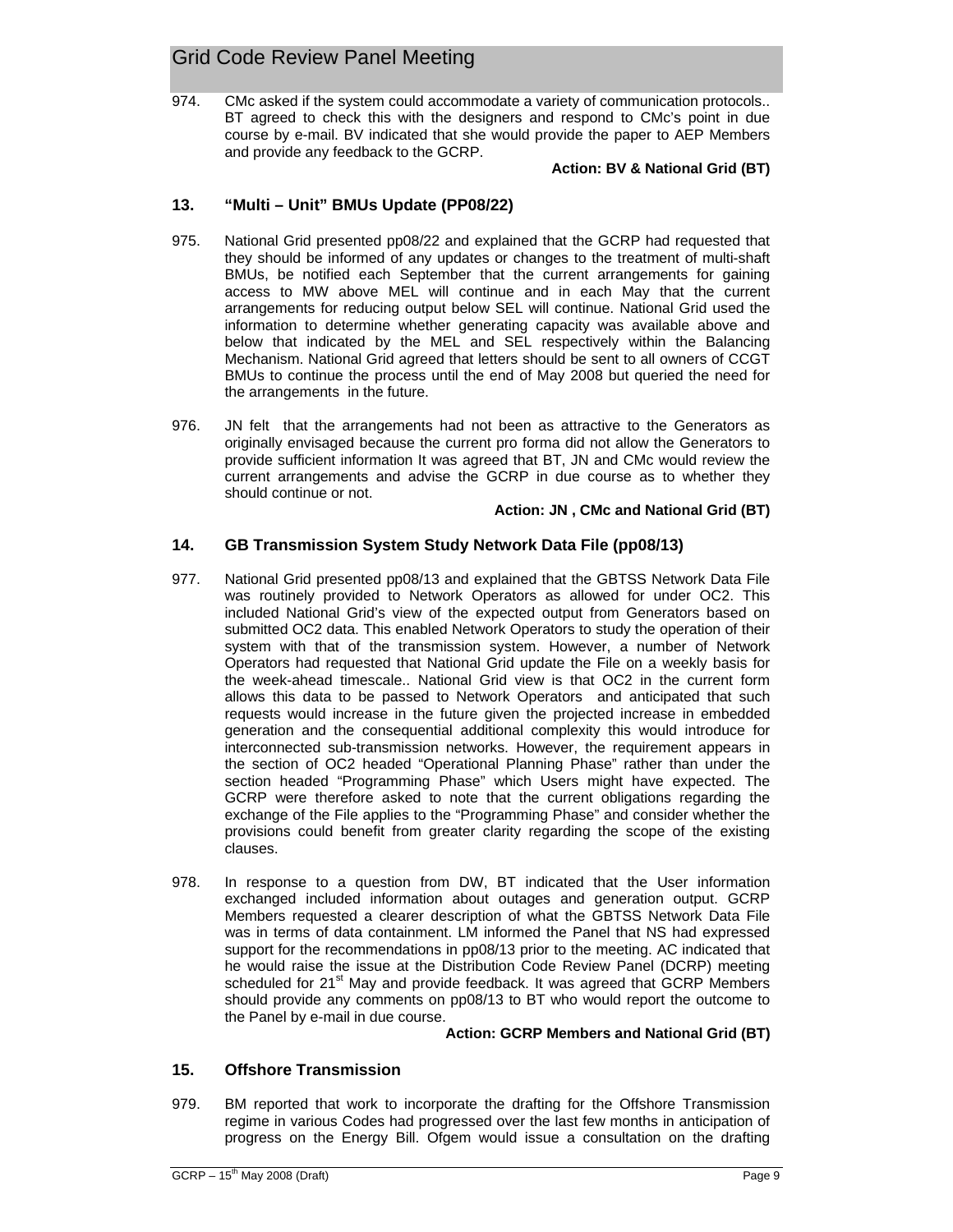974. CMc asked if the system could accommodate a variety of communication protocols.. BT agreed to check this with the designers and respond to CMc's point in due course by e-mail. BV indicated that she would provide the paper to AEP Members and provide any feedback to the GCRP.

**Action: BV & National Grid (BT)**

## 13. "Multi – Unit" BMUs Update (PP08/22)

975. National Grid presented pp08/22 and explained that the GCRP had requested that they should be informed of any updates or changes to the treatment of multi-shaft BMUs, be notified each September that the current arrangements for gaining access to MW above MEL will continue and in each May that the current arrangements for reducing output below SEL will continue. National Grid used the information to determine whether generating capacity was available above and below that indicated by the MEL and SEL respectively within the Balancing Mechanism. National Grid agreed that letters should be sent to all owners of CCGT BMUs to continue the process until the end of May 2008 but queried the need for the arrangements in the future.

976. JN felt that the arrangements had not been as attractive to the Generators as originally envisaged because the current pro forma did not allow the Generators to provide sufficient information It was agreed that BT, JN and CMc would review the current arrangements and advise the GCRP in due course as to whether they should continue or not.

**Action: JN , CMc and National Grid (BT)**

## 14. GB Transmission System Study Network Data File (pp08/13)

977. National Grid presented pp08/13 and explained that the GBTSS Network Data File was routinely provided to Network Operators as allowed for under OC2. This included National Grid's view of the expected output from Generators based on submitted OC2 data. This enabled Network Operators to study the operation of their system with that of the transmission system. However, a number of Network Operators had requested that National Grid update the File on a weekly basis for the week-ahead timescale.. National Grid view is that OC2 in the current form allows this data to be passed to Network Operators and anticipated that such requests would increase in the future given the projected increase in embedded generation and the consequential additional complexity this would introduce for interconnected sub-transmission networks. However, the requirement appears in the section of OC2 headed "Operational Planning Phase" rather than under the section headed "Programming Phase" which Users might have expected. The GCRP were therefore asked to note that the current obligations regarding the exchange of the File applies to the "Programming Phase" and consider whether the provisions could benefit from greater clarity regarding the scope of the existing clauses.

978. In response to a question from DW, BT indicated that the User information exchanged included information about outages and generation output. GCRP Members requested a clearer description of what the GBTSS Network Data File was in terms of data containment. LM informed the Panel that NS had expressed support for the recommendations in pp08/13 prior to the meeting. AC indicated that he would raise the issue at the Distribution Code Review Panel (DCRP) meeting scheduled for 21st May and provide feedback. It was agreed that GCRP Members should provide any comments on pp08/13 to BT who would report the outcome to the Panel by e-mail in due course.

**Action: GCRP Members and National Grid (BT)**

## 15. Offshore Transmission

979. BM reported that work to incorporate the drafting for the Offshore Transmission regime in various Codes had progressed over the last few months in anticipation of progress on the Energy Bill. Ofgem would issue a consultation on the drafting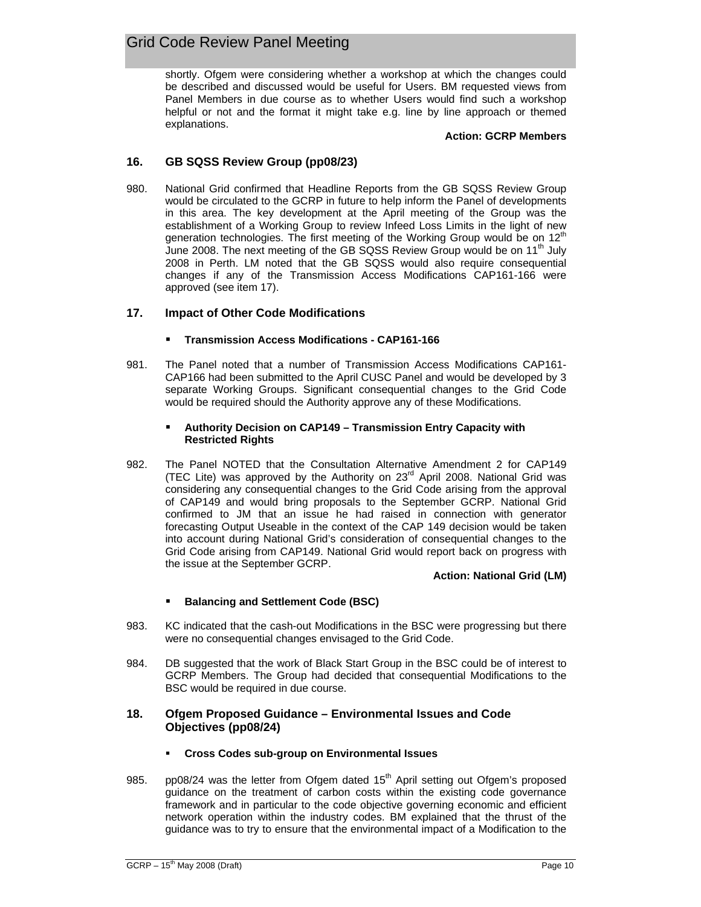shortly. Ofgem were considering whether a workshop at which the changes could be described and discussed would be useful for Users. BM requested views from Panel Members in due course as to whether Users would find such a workshop helpful or not and the format it might take e.g. line by line approach or themed explanations.

**Action: GCRP Members**

## 16. GB SQSS Review Group (pp08/23)

980. National Grid confirmed that Headline Reports from the GB SQSS Review Group would be circulated to the GCRP in future to help inform the Panel of developments in this area. The key development at the April meeting of the Group was the establishment of a Working Group to review Infeed Loss Limits in the light of new generation technologies. The first meeting of the Working Group would be on 12th June 2008. The next meeting of the GB SQSS Review Group would be on 11th July 2008 in Perth. LM noted that the GB SQSS would also require consequential changes if any of the Transmission Access Modifications CAP161-166 were approved (see item 17).

## 17. Impact of Other Code Modifications

- **Transmission Access Modifications - CAP161-166**

981. The Panel noted that a number of Transmission Access Modifications CAP161-CAP166 had been submitted to the April CUSC Panel and would be developed by 3 separate Working Groups. Significant consequential changes to the Grid Code would be required should the Authority approve any of these Modifications.

- **Authority Decision on CAP149 – Transmission Entry Capacity with Restricted Rights**

982. The Panel NOTED that the Consultation Alternative Amendment 2 for CAP149 (TEC Lite) was approved by the Authority on 23rd April 2008. National Grid was considering any consequential changes to the Grid Code arising from the approval of CAP149 and would bring proposals to the September GCRP. National Grid confirmed to JM that an issue he had raised in connection with generator forecasting Output Useable in the context of the CAP 149 decision would be taken into account during National Grid's consideration of consequential changes to the Grid Code arising from CAP149. National Grid would report back on progress with the issue at the September GCRP.

**Action: National Grid (LM)**

- **Balancing and Settlement Code (BSC)**

983. KC indicated that the cash-out Modifications in the BSC were progressing but there were no consequential changes envisaged to the Grid Code.

984. DB suggested that the work of Black Start Group in the BSC could be of interest to GCRP Members. The Group had decided that consequential Modifications to the BSC would be required in due course.

## 18. Ofgem Proposed Guidance – Environmental Issues and Code Objectives (pp08/24)

- **Cross Codes sub-group on Environmental Issues**

985. pp08/24 was the letter from Ofgem dated 15th April setting out Ofgem's proposed guidance on the treatment of carbon costs within the existing code governance framework and in particular to the code objective governing economic and efficient network operation within the industry codes. BM explained that the thrust of the guidance was to try to ensure that the environmental impact of a Modification to the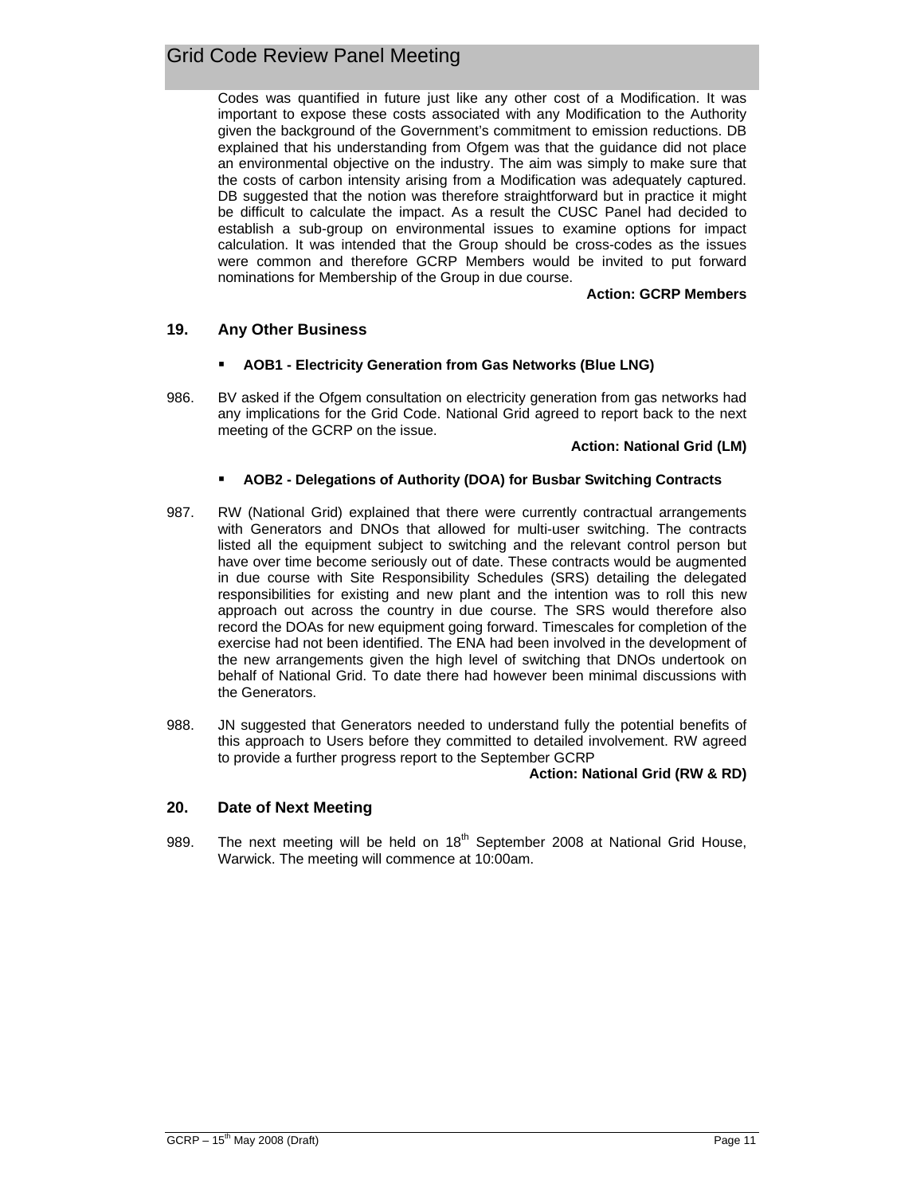Codes was quantified in future just like any other cost of a Modification. It was important to expose these costs associated with any Modification to the Authority given the background of the Government's commitment to emission reductions. DB explained that his understanding from Ofgem was that the guidance did not place an environmental objective on the industry. The aim was simply to make sure that the costs of carbon intensity arising from a Modification was adequately captured. DB suggested that the notion was therefore straightforward but in practice it might be difficult to calculate the impact. As a result the CUSC Panel had decided to establish a sub-group on environmental issues to examine options for impact calculation. It was intended that the Group should be cross-codes as the issues were common and therefore GCRP Members would be invited to put forward nominations for Membership of the Group in due course.

**Action: GCRP Members**

## 19. Any Other Business

- **AOB1 - Electricity Generation from Gas Networks (Blue LNG)**

986. BV asked if the Ofgem consultation on electricity generation from gas networks had any implications for the Grid Code. National Grid agreed to report back to the next meeting of the GCRP on the issue.

**Action: National Grid (LM)**

- **AOB2 - Delegations of Authority (DOA) for Busbar Switching Contracts**

987. RW (National Grid) explained that there were currently contractual arrangements with Generators and DNOs that allowed for multi-user switching. The contracts listed all the equipment subject to switching and the relevant control person but have over time become seriously out of date. These contracts would be augmented in due course with Site Responsibility Schedules (SRS) detailing the delegated responsibilities for existing and new plant and the intention was to roll this new approach out across the country in due course. The SRS would therefore also record the DOAs for new equipment going forward. Timescales for completion of the exercise had not been identified. The ENA had been involved in the development of the new arrangements given the high level of switching that DNOs undertook on behalf of National Grid. To date there had however been minimal discussions with the Generators.

988. JN suggested that Generators needed to understand fully the potential benefits of this approach to Users before they committed to detailed involvement. RW agreed to provide a further progress report to the September GCRP

**Action: National Grid (RW & RD)**

## 20. Date of Next Meeting

989. The next meeting will be held on 18th September 2008 at National Grid House, Warwick. The meeting will commence at 10:00am.